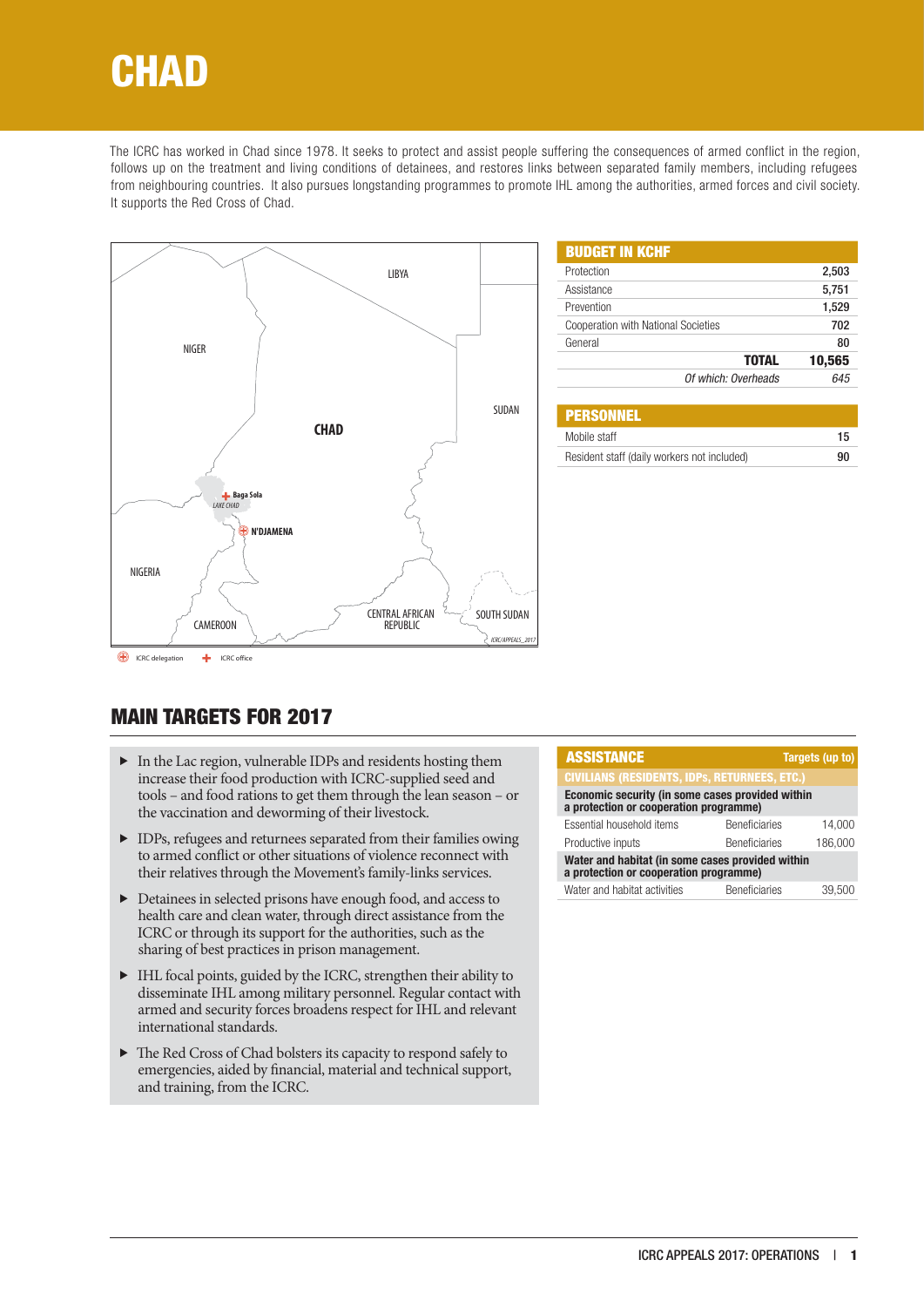# CHAD

The ICRC has worked in Chad since 1978. It seeks to protect and assist people suffering the consequences of armed conflict in the region, follows up on the treatment and living conditions of detainees, and restores links between separated family members, including refugees from neighbouring countries. It also pursues longstanding programmes to promote IHL among the authorities, armed forces and civil society. It supports the Red Cross of Chad.

| BUDGET IN KCHF | |
|---|---|
| Protection | 2,503 |
| Assistance | 5,751 |
| Prevention | 1,529 |
| Cooperation with National Societies | 702 |
| General | 80 |
| **TOTAL** | **10,565** |
| *Of which: Overheads* | *645* |

| PERSONNEL | |
|---|---|
| Mobile staff | 15 |
| Resident staff (daily workers not included) | 90 |

## MAIN TARGETS FOR 2017

- In the Lac region, vulnerable IDPs and residents hosting them increase their food production with ICRC-supplied seed and tools – and food rations to get them through the lean season – or the vaccination and deworming of their livestock.
- IDPs, refugees and returnees separated from their families owing to armed conflict or other situations of violence reconnect with their relatives through the Movement's family-links services.
- Detainees in selected prisons have enough food, and access to health care and clean water, through direct assistance from the ICRC or through its support for the authorities, such as the sharing of best practices in prison management.
- IHL focal points, guided by the ICRC, strengthen their ability to disseminate IHL among military personnel. Regular contact with armed and security forces broadens respect for IHL and relevant international standards.
- The Red Cross of Chad bolsters its capacity to respond safely to emergencies, aided by financial, material and technical support, and training, from the ICRC.

| ASSISTANCE | | Targets (up to) |
|---|---|---|
| **CIVILIANS (RESIDENTS, IDPs, RETURNEES, ETC.)** | | |
| **Economic security (in some cases provided within a protection or cooperation programme)** | | |
| Essential household items | Beneficiaries | 14,000 |
| Productive inputs | Beneficiaries | 186,000 |
| **Water and habitat (in some cases provided within a protection or cooperation programme)** | | |
| Water and habitat activities | Beneficiaries | 39,500 |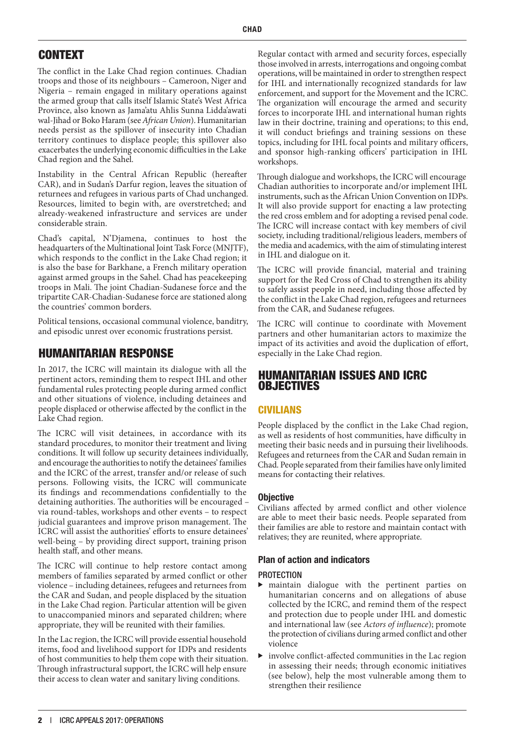## CONTEXT

The conflict in the Lake Chad region continues. Chadian troops and those of its neighbours – Cameroon, Niger and Nigeria – remain engaged in military operations against the armed group that calls itself Islamic State's West Africa Province, also known as Jama'atu Ahlis Sunna Lidda'awati wal-Jihad or Boko Haram (see *African Union*). Humanitarian needs persist as the spillover of insecurity into Chadian territory continues to displace people; this spillover also exacerbates the underlying economic difficulties in the Lake Chad region and the Sahel.

Instability in the Central African Republic (hereafter CAR), and in Sudan's Darfur region, leaves the situation of returnees and refugees in various parts of Chad unchanged. Resources, limited to begin with, are overstretched; and already-weakened infrastructure and services are under considerable strain.

Chad's capital, N'Djamena, continues to host the headquarters of the Multinational Joint Task Force (MNJTF), which responds to the conflict in the Lake Chad region; it is also the base for Barkhane, a French military operation against armed groups in the Sahel. Chad has peacekeeping troops in Mali. The joint Chadian-Sudanese force and the tripartite CAR-Chadian-Sudanese force are stationed along the countries' common borders.

Political tensions, occasional communal violence, banditry, and episodic unrest over economic frustrations persist.

## HUMANITARIAN RESPONSE

In 2017, the ICRC will maintain its dialogue with all the pertinent actors, reminding them to respect IHL and other fundamental rules protecting people during armed conflict and other situations of violence, including detainees and people displaced or otherwise affected by the conflict in the Lake Chad region.

The ICRC will visit detainees, in accordance with its standard procedures, to monitor their treatment and living conditions. It will follow up security detainees individually, and encourage the authorities to notify the detainees' families and the ICRC of the arrest, transfer and/or release of such persons. Following visits, the ICRC will communicate its findings and recommendations confidentially to the detaining authorities. The authorities will be encouraged – via round-tables, workshops and other events – to respect judicial guarantees and improve prison management. The ICRC will assist the authorities' efforts to ensure detainees' well-being – by providing direct support, training prison health staff, and other means.

The ICRC will continue to help restore contact among members of families separated by armed conflict or other violence – including detainees, refugees and returnees from the CAR and Sudan, and people displaced by the situation in the Lake Chad region. Particular attention will be given to unaccompanied minors and separated children; where appropriate, they will be reunited with their families.

In the Lac region, the ICRC will provide essential household items, food and livelihood support for IDPs and residents of host communities to help them cope with their situation. Through infrastructural support, the ICRC will help ensure their access to clean water and sanitary living conditions.

Regular contact with armed and security forces, especially those involved in arrests, interrogations and ongoing combat operations, will be maintained in order to strengthen respect for IHL and internationally recognized standards for law enforcement, and support for the Movement and the ICRC. The organization will encourage the armed and security forces to incorporate IHL and international human rights law in their doctrine, training and operations; to this end, it will conduct briefings and training sessions on these topics, including for IHL focal points and military officers, and sponsor high-ranking officers' participation in IHL workshops.

Through dialogue and workshops, the ICRC will encourage Chadian authorities to incorporate and/or implement IHL instruments, such as the African Union Convention on IDPs. It will also provide support for enacting a law protecting the red cross emblem and for adopting a revised penal code. The ICRC will increase contact with key members of civil society, including traditional/religious leaders, members of the media and academics, with the aim of stimulating interest in IHL and dialogue on it.

The ICRC will provide financial, material and training support for the Red Cross of Chad to strengthen its ability to safely assist people in need, including those affected by the conflict in the Lake Chad region, refugees and returnees from the CAR, and Sudanese refugees.

The ICRC will continue to coordinate with Movement partners and other humanitarian actors to maximize the impact of its activities and avoid the duplication of effort, especially in the Lake Chad region.

## HUMANITARIAN ISSUES AND ICRC OBJECTIVES

### CIVILIANS

People displaced by the conflict in the Lake Chad region, as well as residents of host communities, have difficulty in meeting their basic needs and in pursuing their livelihoods. Refugees and returnees from the CAR and Sudan remain in Chad. People separated from their families have only limited means for contacting their relatives.

#### Objective

Civilians affected by armed conflict and other violence are able to meet their basic needs. People separated from their families are able to restore and maintain contact with relatives; they are reunited, where appropriate.

#### Plan of action and indicators

**PROTECTION**

- maintain dialogue with the pertinent parties on humanitarian concerns and on allegations of abuse collected by the ICRC, and remind them of the respect and protection due to people under IHL and domestic and international law (see *Actors of influence*); promote the protection of civilians during armed conflict and other violence
- involve conflict-affected communities in the Lac region in assessing their needs; through economic initiatives (see below), help the most vulnerable among them to strengthen their resilience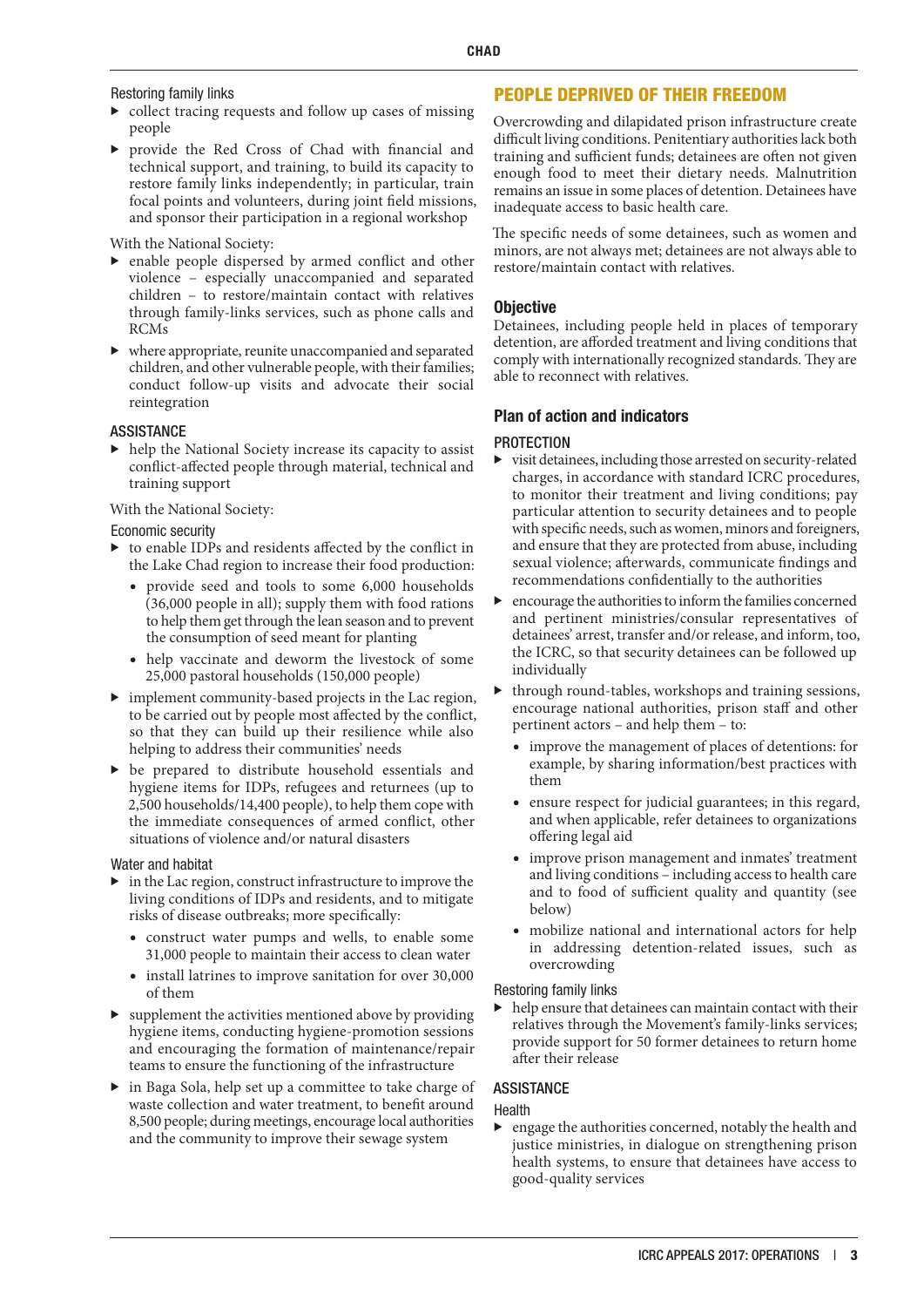#### Restoring family links

- collect tracing requests and follow up cases of missing people
- provide the Red Cross of Chad with financial and technical support, and training, to build its capacity to restore family links independently; in particular, train focal points and volunteers, during joint field missions, and sponsor their participation in a regional workshop

With the National Society:

- enable people dispersed by armed conflict and other violence – especially unaccompanied and separated children – to restore/maintain contact with relatives through family-links services, such as phone calls and RCMs
- where appropriate, reunite unaccompanied and separated children, and other vulnerable people, with their families; conduct follow-up visits and advocate their social reintegration

### ASSISTANCE

- help the National Society increase its capacity to assist conflict-affected people through material, technical and training support

With the National Society:

#### Economic security

- to enable IDPs and residents affected by the conflict in the Lake Chad region to increase their food production:
  - provide seed and tools to some 6,000 households (36,000 people in all); supply them with food rations to help them get through the lean season and to prevent the consumption of seed meant for planting
  - help vaccinate and deworm the livestock of some 25,000 pastoral households (150,000 people)
- implement community-based projects in the Lac region, to be carried out by people most affected by the conflict, so that they can build up their resilience while also helping to address their communities' needs
- be prepared to distribute household essentials and hygiene items for IDPs, refugees and returnees (up to 2,500 households/14,400 people), to help them cope with the immediate consequences of armed conflict, other situations of violence and/or natural disasters

#### Water and habitat

- in the Lac region, construct infrastructure to improve the living conditions of IDPs and residents, and to mitigate risks of disease outbreaks; more specifically:
  - construct water pumps and wells, to enable some 31,000 people to maintain their access to clean water
  - install latrines to improve sanitation for over 30,000 of them
- supplement the activities mentioned above by providing hygiene items, conducting hygiene-promotion sessions and encouraging the formation of maintenance/repair teams to ensure the functioning of the infrastructure
- in Baga Sola, help set up a committee to take charge of waste collection and water treatment, to benefit around 8,500 people; during meetings, encourage local authorities and the community to improve their sewage system

## PEOPLE DEPRIVED OF THEIR FREEDOM

Overcrowding and dilapidated prison infrastructure create difficult living conditions. Penitentiary authorities lack both training and sufficient funds; detainees are often not given enough food to meet their dietary needs. Malnutrition remains an issue in some places of detention. Detainees have inadequate access to basic health care.

The specific needs of some detainees, such as women and minors, are not always met; detainees are not always able to restore/maintain contact with relatives.

### Objective

Detainees, including people held in places of temporary detention, are afforded treatment and living conditions that comply with internationally recognized standards. They are able to reconnect with relatives.

### Plan of action and indicators

#### PROTECTION

- visit detainees, including those arrested on security-related charges, in accordance with standard ICRC procedures, to monitor their treatment and living conditions; pay particular attention to security detainees and to people with specific needs, such as women, minors and foreigners, and ensure that they are protected from abuse, including sexual violence; afterwards, communicate findings and recommendations confidentially to the authorities
- encourage the authorities to inform the families concerned and pertinent ministries/consular representatives of detainees' arrest, transfer and/or release, and inform, too, the ICRC, so that security detainees can be followed up individually
- through round-tables, workshops and training sessions, encourage national authorities, prison staff and other pertinent actors – and help them – to:
  - improve the management of places of detentions: for example, by sharing information/best practices with them
  - ensure respect for judicial guarantees; in this regard, and when applicable, refer detainees to organizations offering legal aid
  - improve prison management and inmates' treatment and living conditions – including access to health care and to food of sufficient quality and quantity (see below)
  - mobilize national and international actors for help in addressing detention-related issues, such as overcrowding

#### Restoring family links

- help ensure that detainees can maintain contact with their relatives through the Movement's family-links services; provide support for 50 former detainees to return home after their release

#### ASSISTANCE

#### Health

- engage the authorities concerned, notably the health and justice ministries, in dialogue on strengthening prison health systems, to ensure that detainees have access to good-quality services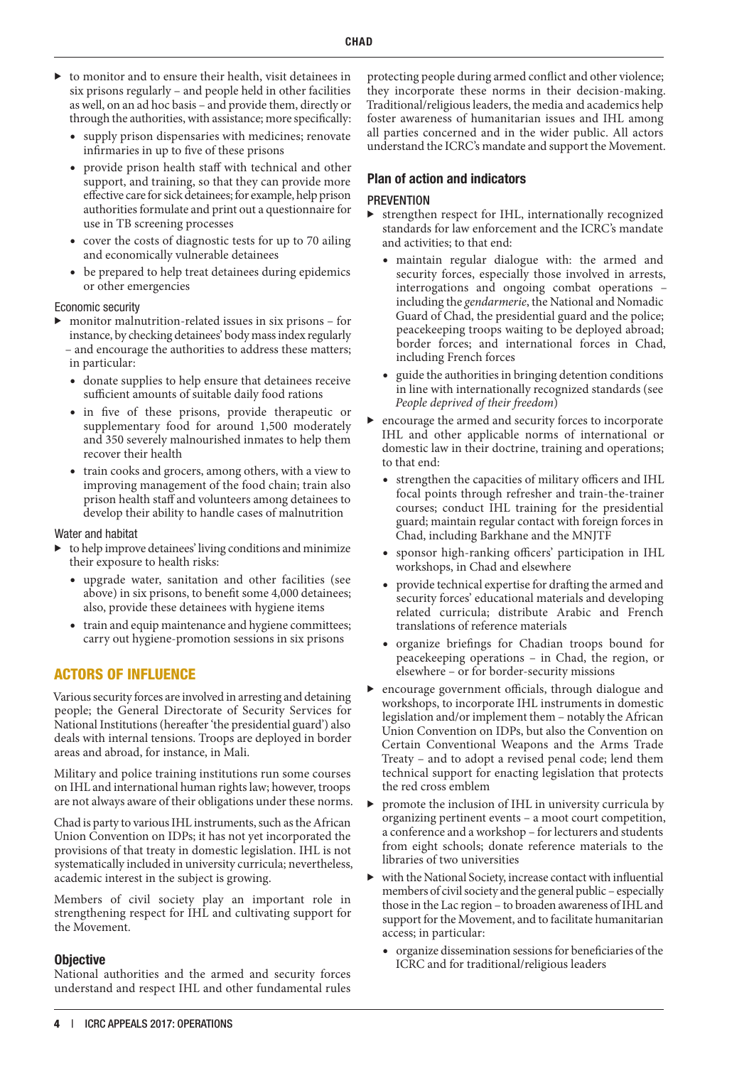- to monitor and to ensure their health, visit detainees in six prisons regularly – and people held in other facilities as well, on an ad hoc basis – and provide them, directly or through the authorities, with assistance; more specifically:
  - supply prison dispensaries with medicines; renovate infirmaries in up to five of these prisons
  - provide prison health staff with technical and other support, and training, so that they can provide more effective care for sick detainees; for example, help prison authorities formulate and print out a questionnaire for use in TB screening processes
  - cover the costs of diagnostic tests for up to 70 ailing and economically vulnerable detainees
  - be prepared to help treat detainees during epidemics or other emergencies

Economic security

- monitor malnutrition-related issues in six prisons – for instance, by checking detainees' body mass index regularly – and encourage the authorities to address these matters; in particular:
  - donate supplies to help ensure that detainees receive sufficient amounts of suitable daily food rations
  - in five of these prisons, provide therapeutic or supplementary food for around 1,500 moderately and 350 severely malnourished inmates to help them recover their health
  - train cooks and grocers, among others, with a view to improving management of the food chain; train also prison health staff and volunteers among detainees to develop their ability to handle cases of malnutrition

Water and habitat

- to help improve detainees' living conditions and minimize their exposure to health risks:
  - upgrade water, sanitation and other facilities (see above) in six prisons, to benefit some 4,000 detainees; also, provide these detainees with hygiene items
  - train and equip maintenance and hygiene committees; carry out hygiene-promotion sessions in six prisons

## ACTORS OF INFLUENCE

Various security forces are involved in arresting and detaining people; the General Directorate of Security Services for National Institutions (hereafter 'the presidential guard') also deals with internal tensions. Troops are deployed in border areas and abroad, for instance, in Mali.

Military and police training institutions run some courses on IHL and international human rights law; however, troops are not always aware of their obligations under these norms.

Chad is party to various IHL instruments, such as the African Union Convention on IDPs; it has not yet incorporated the provisions of that treaty in domestic legislation. IHL is not systematically included in university curricula; nevertheless, academic interest in the subject is growing.

Members of civil society play an important role in strengthening respect for IHL and cultivating support for the Movement.

### Objective

National authorities and the armed and security forces understand and respect IHL and other fundamental rules protecting people during armed conflict and other violence; they incorporate these norms in their decision-making. Traditional/religious leaders, the media and academics help foster awareness of humanitarian issues and IHL among all parties concerned and in the wider public. All actors understand the ICRC's mandate and support the Movement.

### Plan of action and indicators

PREVENTION

- strengthen respect for IHL, internationally recognized standards for law enforcement and the ICRC's mandate and activities; to that end:
  - maintain regular dialogue with: the armed and security forces, especially those involved in arrests, interrogations and ongoing combat operations – including the *gendarmerie*, the National and Nomadic Guard of Chad, the presidential guard and the police; peacekeeping troops waiting to be deployed abroad; border forces; and international forces in Chad, including French forces
  - guide the authorities in bringing detention conditions in line with internationally recognized standards (see *People deprived of their freedom*)
- encourage the armed and security forces to incorporate IHL and other applicable norms of international or domestic law in their doctrine, training and operations; to that end:
  - strengthen the capacities of military officers and IHL focal points through refresher and train-the-trainer courses; conduct IHL training for the presidential guard; maintain regular contact with foreign forces in Chad, including Barkhane and the MNJTF
  - sponsor high-ranking officers' participation in IHL workshops, in Chad and elsewhere
  - provide technical expertise for drafting the armed and security forces' educational materials and developing related curricula; distribute Arabic and French translations of reference materials
  - organize briefings for Chadian troops bound for peacekeeping operations – in Chad, the region, or elsewhere – or for border-security missions
- encourage government officials, through dialogue and workshops, to incorporate IHL instruments in domestic legislation and/or implement them – notably the African Union Convention on IDPs, but also the Convention on Certain Conventional Weapons and the Arms Trade Treaty – and to adopt a revised penal code; lend them technical support for enacting legislation that protects the red cross emblem
- promote the inclusion of IHL in university curricula by organizing pertinent events – a moot court competition, a conference and a workshop – for lecturers and students from eight schools; donate reference materials to the libraries of two universities
- with the National Society, increase contact with influential members of civil society and the general public – especially those in the Lac region – to broaden awareness of IHL and support for the Movement, and to facilitate humanitarian access; in particular:
  - organize dissemination sessions for beneficiaries of the ICRC and for traditional/religious leaders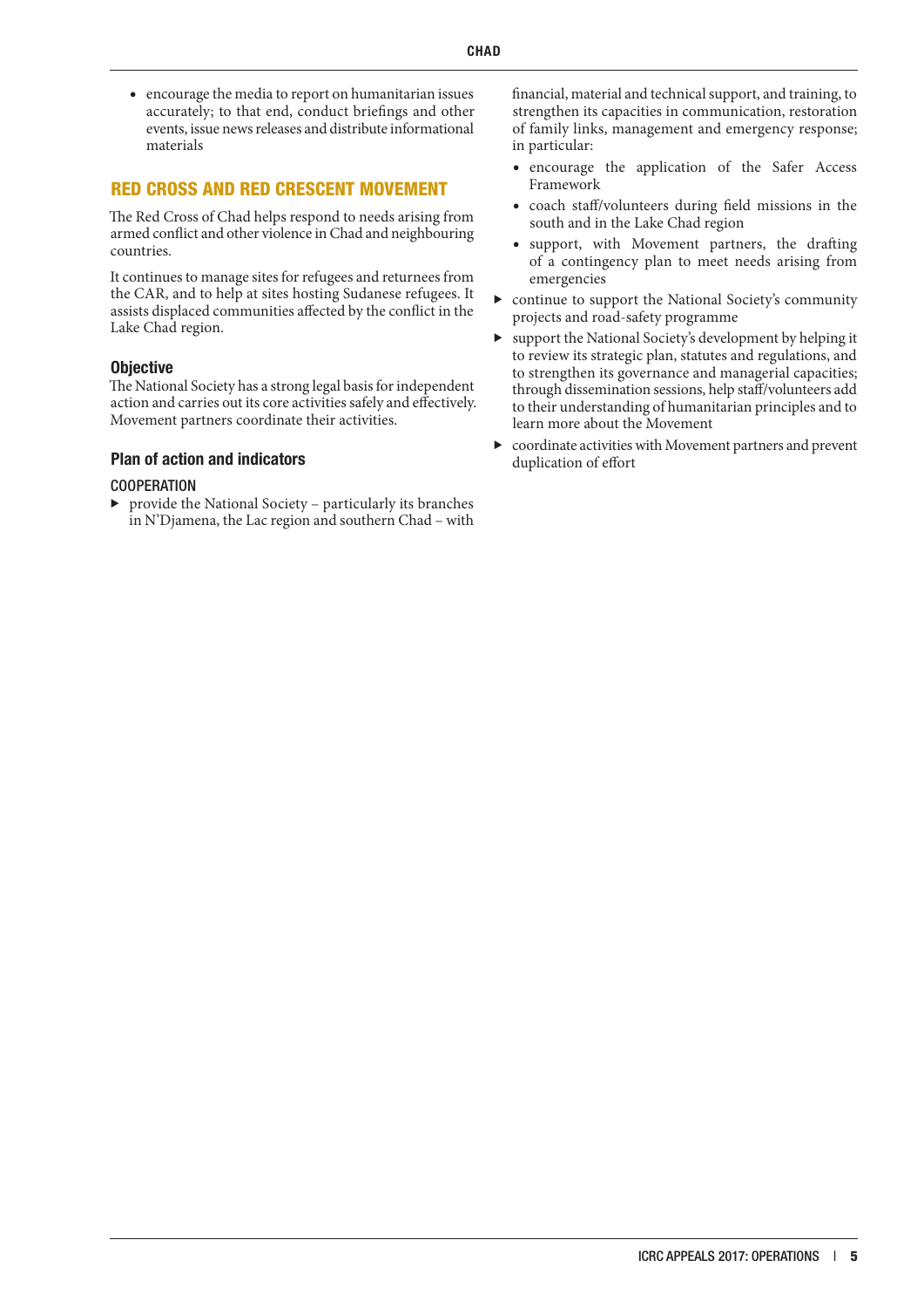- encourage the media to report on humanitarian issues accurately; to that end, conduct briefings and other events, issue news releases and distribute informational materials

## RED CROSS AND RED CRESCENT MOVEMENT

The Red Cross of Chad helps respond to needs arising from armed conflict and other violence in Chad and neighbouring countries.

It continues to manage sites for refugees and returnees from the CAR, and to help at sites hosting Sudanese refugees. It assists displaced communities affected by the conflict in the Lake Chad region.

### Objective

The National Society has a strong legal basis for independent action and carries out its core activities safely and effectively. Movement partners coordinate their activities.

### Plan of action and indicators

#### COOPERATION

- provide the National Society – particularly its branches in N'Djamena, the Lac region and southern Chad – with financial, material and technical support, and training, to strengthen its capacities in communication, restoration of family links, management and emergency response; in particular:
  - encourage the application of the Safer Access Framework
  - coach staff/volunteers during field missions in the south and in the Lake Chad region
  - support, with Movement partners, the drafting of a contingency plan to meet needs arising from emergencies
- continue to support the National Society's community projects and road-safety programme
- support the National Society's development by helping it to review its strategic plan, statutes and regulations, and to strengthen its governance and managerial capacities; through dissemination sessions, help staff/volunteers add to their understanding of humanitarian principles and to learn more about the Movement
- coordinate activities with Movement partners and prevent duplication of effort